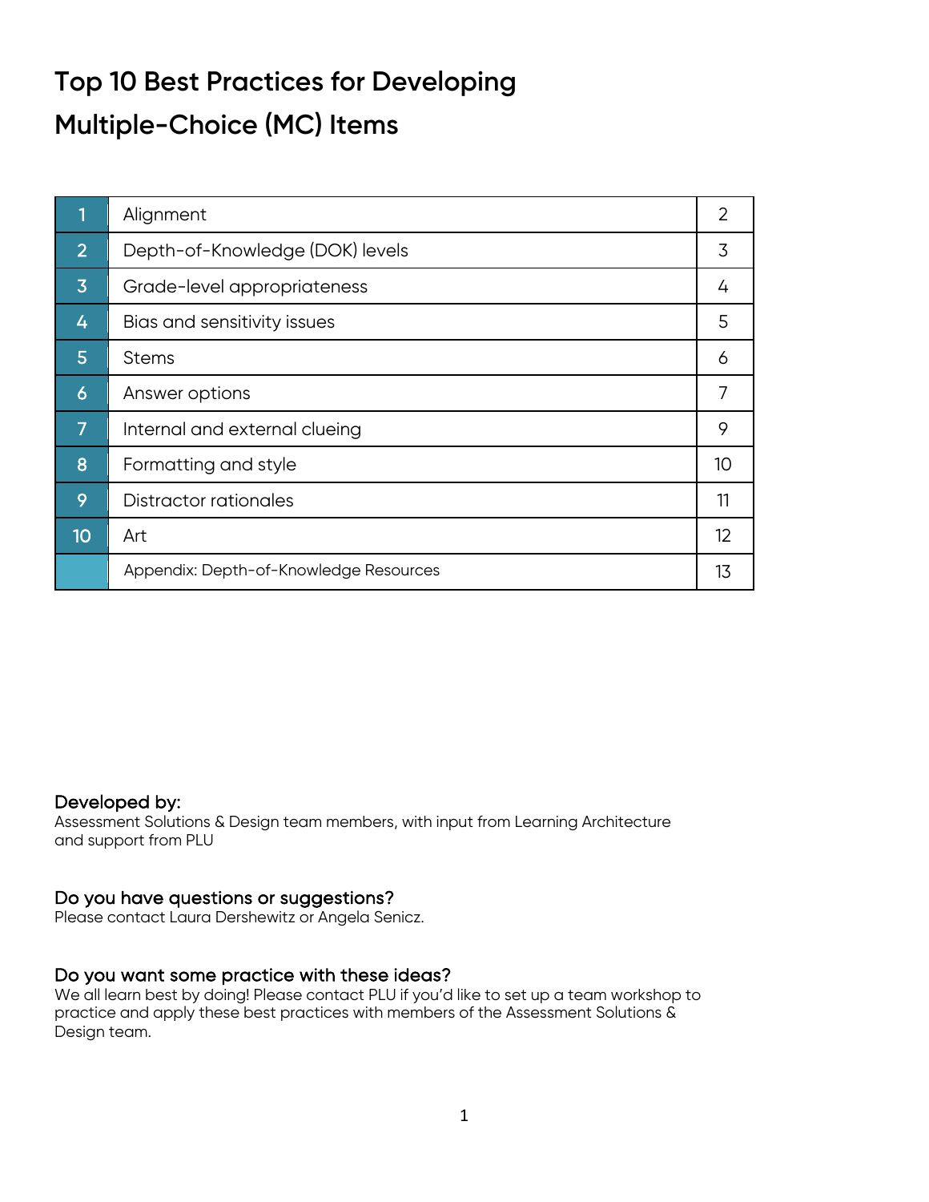# Top 10 Best Practices for Developing Multiple-Choice (MC) Items

| | | |
|---|---|---|
| 1 | Alignment | 2 |
| 2 | Depth-of-Knowledge (DOK) levels | 3 |
| 3 | Grade-level appropriateness | 4 |
| 4 | Bias and sensitivity issues | 5 |
| 5 | Stems | 6 |
| 6 | Answer options | 7 |
| 7 | Internal and external clueing | 9 |
| 8 | Formatting and style | 10 |
| 9 | Distractor rationales | 11 |
| 10 | Art | 12 |
| | Appendix: Depth-of-Knowledge Resources | 13 |

### Developed by:

Assessment Solutions & Design team members, with input from Learning Architecture and support from PLU

### Do you have questions or suggestions?

Please contact Laura Dershewitz or Angela Senicz.

### Do you want some practice with these ideas?

We all learn best by doing! Please contact PLU if you'd like to set up a team workshop to practice and apply these best practices with members of the Assessment Solutions & Design team.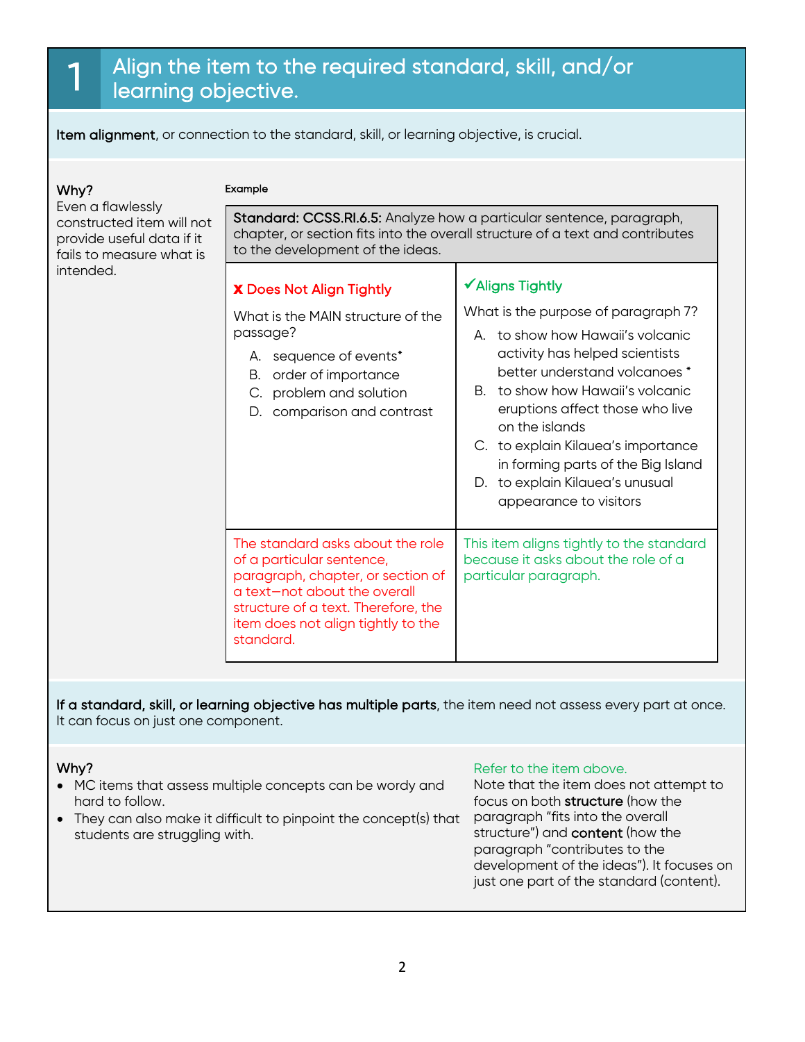# 1 Align the item to the required standard, skill, and/or learning objective.

**Item alignment**, or connection to the standard, skill, or learning objective, is crucial.

**Why?**
Even a flawlessly constructed item will not provide useful data if it fails to measure what is intended.

**Example**

**Standard: CCSS.RI.6.5:** Analyze how a particular sentence, paragraph, chapter, or section fits into the overall structure of a text and contributes to the development of the ideas.

| ✘ Does Not Align Tightly | ✔Aligns Tightly |
|---|---|
| What is the MAIN structure of the passage?<br>A. sequence of events*<br>B. order of importance<br>C. problem and solution<br>D. comparison and contrast | What is the purpose of paragraph 7?<br>A. to show how Hawaii's volcanic activity has helped scientists better understand volcanoes *<br>B. to show how Hawaii's volcanic eruptions affect those who live on the islands<br>C. to explain Kilauea's importance in forming parts of the Big Island<br>D. to explain Kilauea's unusual appearance to visitors |
| The standard asks about the role of a particular sentence, paragraph, chapter, or section of a text—not about the overall structure of a text. Therefore, the item does not align tightly to the standard. | This item aligns tightly to the standard because it asks about the role of a particular paragraph. |

**If a standard, skill, or learning objective has multiple parts**, the item need not assess every part at once. It can focus on just one component.

**Why?**

- MC items that assess multiple concepts can be wordy and hard to follow.
- They can also make it difficult to pinpoint the concept(s) that students are struggling with.

Refer to the item above.
Note that the item does not attempt to focus on both **structure** (how the paragraph "fits into the overall structure") and **content** (how the paragraph "contributes to the development of the ideas"). It focuses on just one part of the standard (content).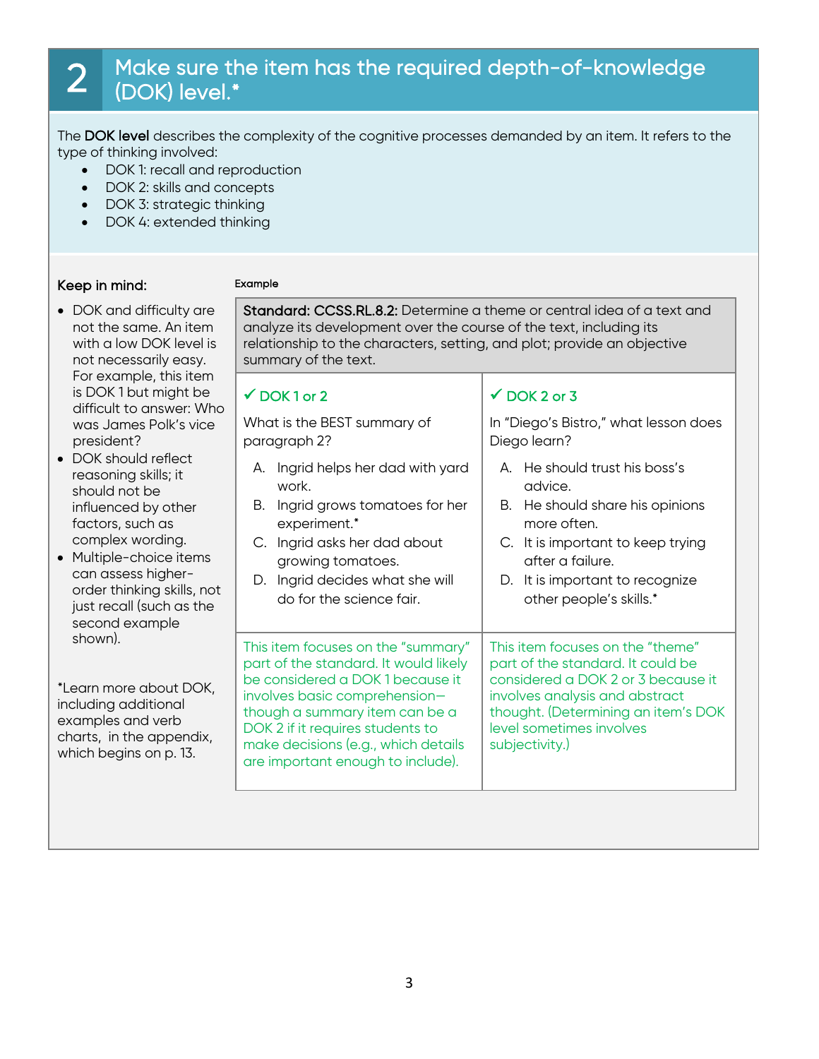## 2 Make sure the item has the required depth-of-knowledge (DOK) level.*

The **DOK level** describes the complexity of the cognitive processes demanded by an item. It refers to the type of thinking involved:

- DOK 1: recall and reproduction
- DOK 2: skills and concepts
- DOK 3: strategic thinking
- DOK 4: extended thinking

**Keep in mind:**

- DOK and difficulty are not the same. An item with a low DOK level is not necessarily easy. For example, this item is DOK 1 but might be difficult to answer: Who was James Polk's vice president?
- DOK should reflect reasoning skills; it should not be influenced by other factors, such as complex wording.
- Multiple-choice items can assess higher-order thinking skills, not just recall (such as the second example shown).

*Learn more about DOK, including additional examples and verb charts, in the appendix, which begins on p. 13.

**Example**

| **Standard: CCSS.RL.8.2:** Determine a theme or central idea of a text and analyze its development over the course of the text, including its relationship to the characters, setting, and plot; provide an objective summary of the text. | |
|---|---|
| ✓ DOK 1 or 2<br><br>What is the BEST summary of paragraph 2?<br><br>A. Ingrid helps her dad with yard work.<br>B. Ingrid grows tomatoes for her experiment.*<br>C. Ingrid asks her dad about growing tomatoes.<br>D. Ingrid decides what she will do for the science fair. | ✓ DOK 2 or 3<br><br>In "Diego's Bistro," what lesson does Diego learn?<br><br>A. He should trust his boss's advice.<br>B. He should share his opinions more often.<br>C. It is important to keep trying after a failure.<br>D. It is important to recognize other people's skills.* |
| This item focuses on the "summary" part of the standard. It would likely be considered a DOK 1 because it involves basic comprehension—though a summary item can be a DOK 2 if it requires students to make decisions (e.g., which details are important enough to include). | This item focuses on the "theme" part of the standard. It could be considered a DOK 2 or 3 because it involves analysis and abstract thought. (Determining an item's DOK level sometimes involves subjectivity.) |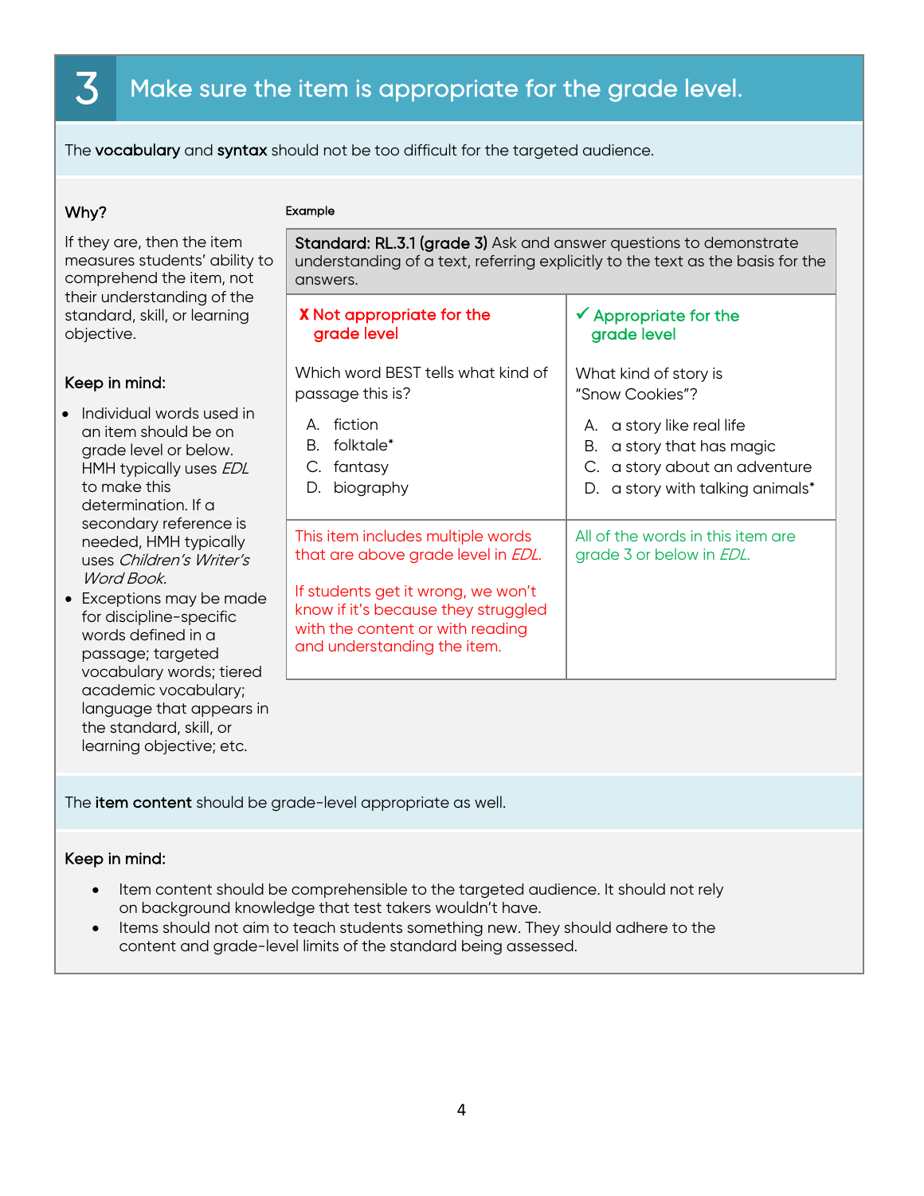# 3 Make sure the item is appropriate for the grade level.

The **vocabulary** and **syntax** should not be too difficult for the targeted audience.

### Why?

If they are, then the item measures students' ability to comprehend the item, not their understanding of the standard, skill, or learning objective.

### Keep in mind:

- Individual words used in an item should be on grade level or below. HMH typically uses *EDL* to make this determination. If a secondary reference is needed, HMH typically uses *Children's Writer's Word Book*.
- Exceptions may be made for discipline-specific words defined in a passage; targeted vocabulary words; tiered academic vocabulary; language that appears in the standard, skill, or learning objective; etc.

Example

| **Standard: RL.3.1 (grade 3)** Ask and answer questions to demonstrate understanding of a text, referring explicitly to the text as the basis for the answers. | |
|---|---|
| **X Not appropriate for the grade level** | **✓ Appropriate for the grade level** |
| Which word BEST tells what kind of passage this is?<br>A. fiction<br>B. folktale*<br>C. fantasy<br>D. biography | What kind of story is "Snow Cookies"?<br>A. a story like real life<br>B. a story that has magic<br>C. a story about an adventure<br>D. a story with talking animals* |
| This item includes multiple words that are above grade level in *EDL*.<br><br>If students get it wrong, we won't know if it's because they struggled with the content or with reading and understanding the item. | All of the words in this item are grade 3 or below in *EDL*. |

The **item content** should be grade-level appropriate as well.

### Keep in mind:

- Item content should be comprehensible to the targeted audience. It should not rely on background knowledge that test takers wouldn't have.
- Items should not aim to teach students something new. They should adhere to the content and grade-level limits of the standard being assessed.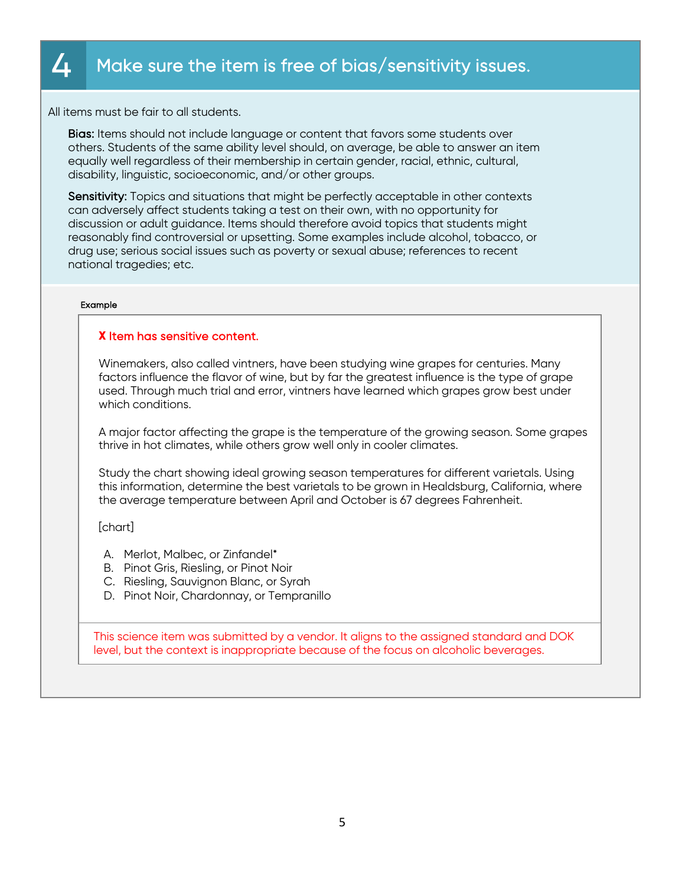# 4 Make sure the item is free of bias/sensitivity issues.

All items must be fair to all students.

**Bias:** Items should not include language or content that favors some students over others. Students of the same ability level should, on average, be able to answer an item equally well regardless of their membership in certain gender, racial, ethnic, cultural, disability, linguistic, socioeconomic, and/or other groups.

**Sensitivity:** Topics and situations that might be perfectly acceptable in other contexts can adversely affect students taking a test on their own, with no opportunity for discussion or adult guidance. Items should therefore avoid topics that students might reasonably find controversial or upsetting. Some examples include alcohol, tobacco, or drug use; serious social issues such as poverty or sexual abuse; references to recent national tragedies; etc.

**Example**

**X** Item has sensitive content.

Winemakers, also called vintners, have been studying wine grapes for centuries. Many factors influence the flavor of wine, but by far the greatest influence is the type of grape used. Through much trial and error, vintners have learned which grapes grow best under which conditions.

A major factor affecting the grape is the temperature of the growing season. Some grapes thrive in hot climates, while others grow well only in cooler climates.

Study the chart showing ideal growing season temperatures for different varietals. Using this information, determine the best varietals to be grown in Healdsburg, California, where the average temperature between April and October is 67 degrees Fahrenheit.

[chart]

A. Merlot, Malbec, or Zinfandel*
B. Pinot Gris, Riesling, or Pinot Noir
C. Riesling, Sauvignon Blanc, or Syrah
D. Pinot Noir, Chardonnay, or Tempranillo

This science item was submitted by a vendor. It aligns to the assigned standard and DOK level, but the context is inappropriate because of the focus on alcoholic beverages.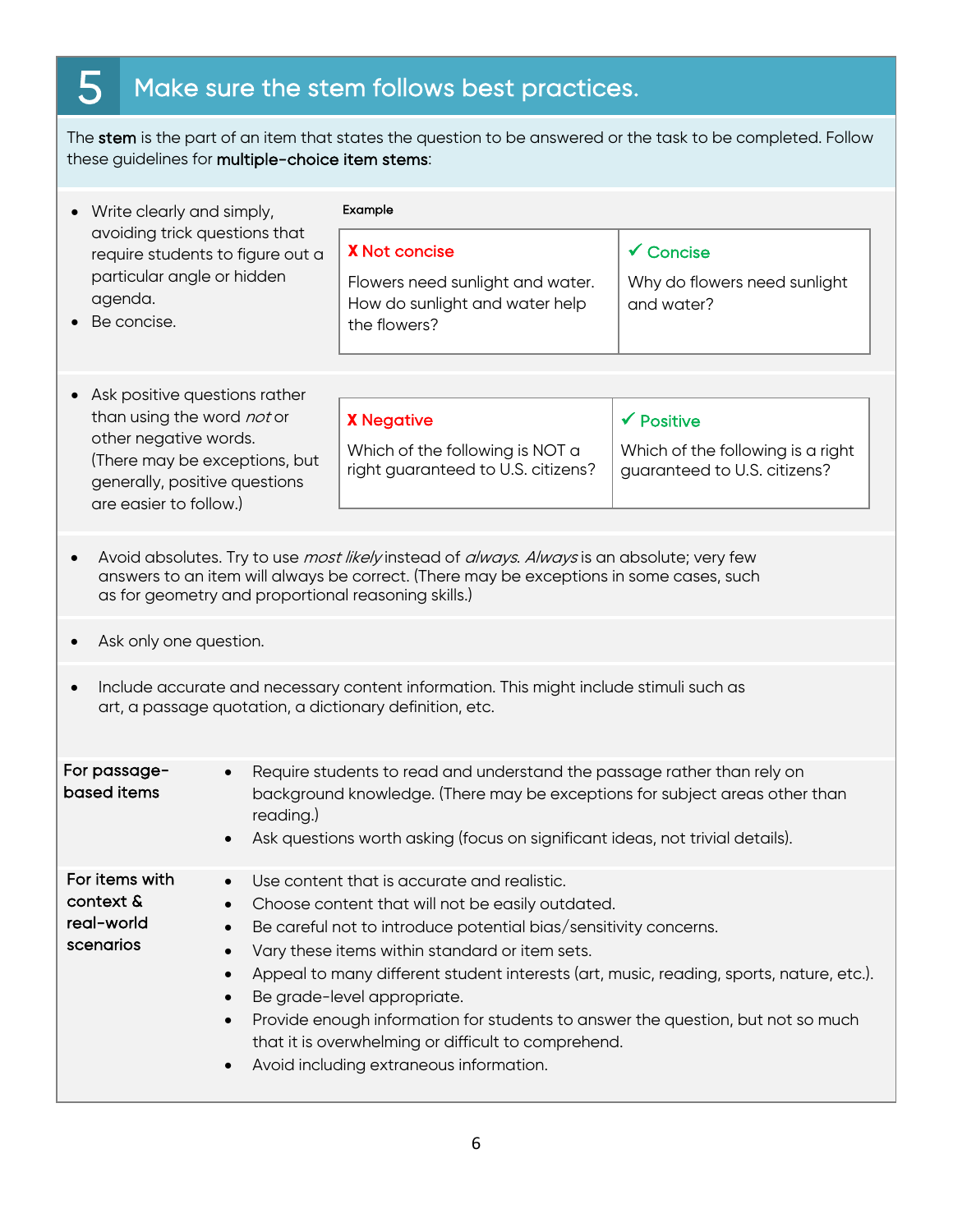## 5 Make sure the stem follows best practices.

The **stem** is the part of an item that states the question to be answered or the task to be completed. Follow these guidelines for **multiple-choice item stems**:

- Write clearly and simply, avoiding trick questions that require students to figure out a particular angle or hidden agenda.
- Be concise.

Example

| X Not concise | ✓ Concise |
|---|---|
| Flowers need sunlight and water. How do sunlight and water help the flowers? | Why do flowers need sunlight and water? |

- Ask positive questions rather than using the word *not* or other negative words. (There may be exceptions, but generally, positive questions are easier to follow.)

| X Negative | ✓ Positive |
|---|---|
| Which of the following is NOT a right guaranteed to U.S. citizens? | Which of the following is a right guaranteed to U.S. citizens? |

- Avoid absolutes. Try to use *most likely* instead of *always*. *Always* is an absolute; very few answers to an item will always be correct. (There may be exceptions in some cases, such as for geometry and proportional reasoning skills.)
- Ask only one question.
- Include accurate and necessary content information. This might include stimuli such as art, a passage quotation, a dictionary definition, etc.

**For passage-based items**

- Require students to read and understand the passage rather than rely on background knowledge. (There may be exceptions for subject areas other than reading.)
- Ask questions worth asking (focus on significant ideas, not trivial details).

**For items with context & real-world scenarios**

- Use content that is accurate and realistic.
- Choose content that will not be easily outdated.
- Be careful not to introduce potential bias/sensitivity concerns.
- Vary these items within standard or item sets.
- Appeal to many different student interests (art, music, reading, sports, nature, etc.).
- Be grade-level appropriate.
- Provide enough information for students to answer the question, but not so much that it is overwhelming or difficult to comprehend.
- Avoid including extraneous information.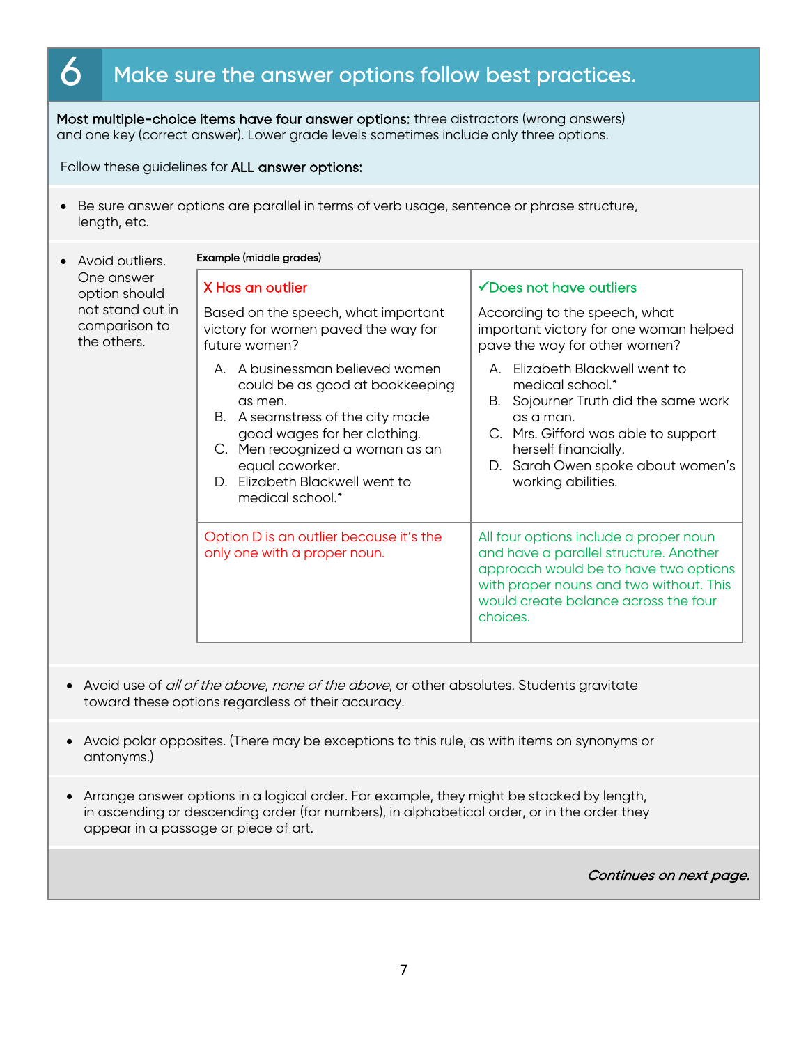# 6 Make sure the answer options follow best practices.

**Most multiple-choice items have four answer options:** three distractors (wrong answers) and one key (correct answer). Lower grade levels sometimes include only three options.

Follow these guidelines for **ALL answer options:**

- Be sure answer options are parallel in terms of verb usage, sentence or phrase structure, length, etc.

- Avoid outliers. One answer option should not stand out in comparison to the others.

**Example (middle grades)**

| X Has an outlier | ✓Does not have outliers |
|---|---|
| Based on the speech, what important victory for women paved the way for future women?<br>A. A businessman believed women could be as good at bookkeeping as men.<br>B. A seamstress of the city made good wages for her clothing.<br>C. Men recognized a woman as an equal coworker.<br>D. Elizabeth Blackwell went to medical school.* | According to the speech, what important victory for one woman helped pave the way for other women?<br>A. Elizabeth Blackwell went to medical school.*<br>B. Sojourner Truth did the same work as a man.<br>C. Mrs. Gifford was able to support herself financially.<br>D. Sarah Owen spoke about women's working abilities. |
| Option D is an outlier because it's the only one with a proper noun. | All four options include a proper noun and have a parallel structure. Another approach would be to have two options with proper nouns and two without. This would create balance across the four choices. |

- Avoid use of *all of the above*, *none of the above*, or other absolutes. Students gravitate toward these options regardless of their accuracy.

- Avoid polar opposites. (There may be exceptions to this rule, as with items on synonyms or antonyms.)

- Arrange answer options in a logical order. For example, they might be stacked by length, in ascending or descending order (for numbers), in alphabetical order, or in the order they appear in a passage or piece of art.

*Continues on next page.*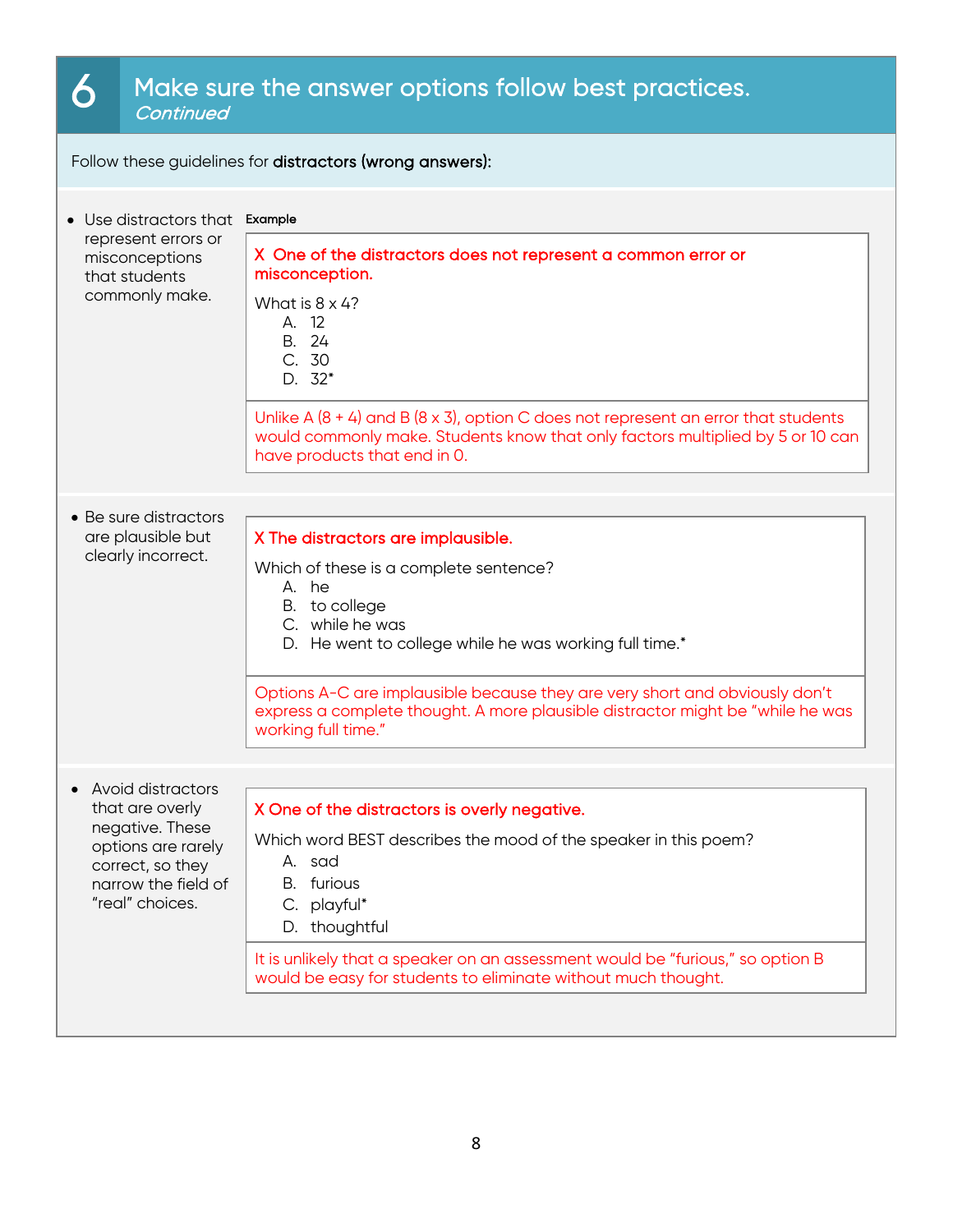## 6 Make sure the answer options follow best practices.
*Continued*

Follow these guidelines for **distractors (wrong answers):**

- Use distractors that represent errors or misconceptions that students commonly make.

**Example**

X One of the distractors does not represent a common error or misconception.

What is 8 x 4?

A. 12
B. 24
C. 30
D. 32*

Unlike A (8 + 4) and B (8 x 3), option C does not represent an error that students would commonly make. Students know that only factors multiplied by 5 or 10 can have products that end in 0.

- Be sure distractors are plausible but clearly incorrect.

X The distractors are implausible.

Which of these is a complete sentence?

A. he
B. to college
C. while he was
D. He went to college while he was working full time.*

Options A-C are implausible because they are very short and obviously don't express a complete thought. A more plausible distractor might be "while he was working full time."

- Avoid distractors that are overly negative. These options are rarely correct, so they narrow the field of "real" choices.

X One of the distractors is overly negative.

Which word BEST describes the mood of the speaker in this poem?

A. sad
B. furious
C. playful*
D. thoughtful

It is unlikely that a speaker on an assessment would be "furious," so option B would be easy for students to eliminate without much thought.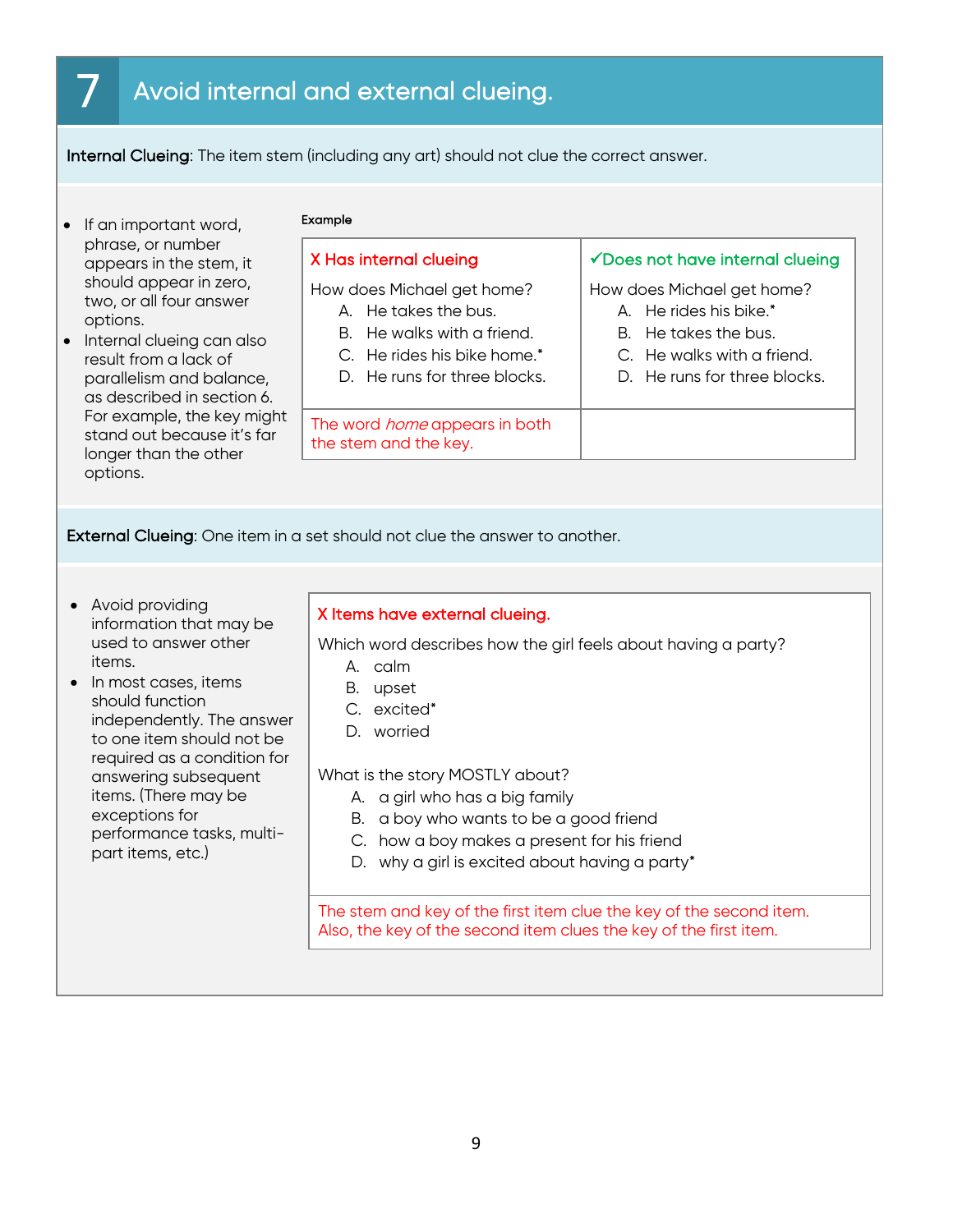# 7 Avoid internal and external clueing.

**Internal Clueing**: The item stem (including any art) should not clue the correct answer.

- If an important word, phrase, or number appears in the stem, it should appear in zero, two, or all four answer options.
- Internal clueing can also result from a lack of parallelism and balance, as described in section 6. For example, the key might stand out because it's far longer than the other options.

**Example**

| X Has internal clueing | ✓Does not have internal clueing |
|---|---|
| How does Michael get home?<br>A. He takes the bus.<br>B. He walks with a friend.<br>C. He rides his bike home.*<br>D. He runs for three blocks. | How does Michael get home?<br>A. He rides his bike.*<br>B. He takes the bus.<br>C. He walks with a friend.<br>D. He runs for three blocks. |
| The word *home* appears in both the stem and the key. | |

**External Clueing**: One item in a set should not clue the answer to another.

- Avoid providing information that may be used to answer other items.
- In most cases, items should function independently. The answer to one item should not be required as a condition for answering subsequent items. (There may be exceptions for performance tasks, multi-part items, etc.)

**X Items have external clueing.**

Which word describes how the girl feels about having a party?

A. calm
B. upset
C. excited*
D. worried

What is the story MOSTLY about?

A. a girl who has a big family
B. a boy who wants to be a good friend
C. how a boy makes a present for his friend
D. why a girl is excited about having a party*

The stem and key of the first item clue the key of the second item. Also, the key of the second item clues the key of the first item.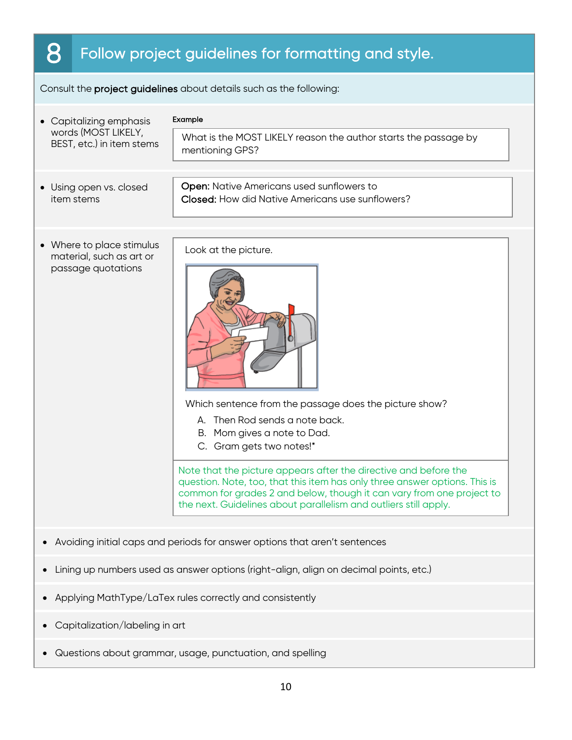# 8 Follow project guidelines for formatting and style.

Consult the **project guidelines** about details such as the following:

- Capitalizing emphasis words (MOST LIKELY, BEST, etc.) in item stems

**Example**

> What is the MOST LIKELY reason the author starts the passage by mentioning GPS?

- Using open vs. closed item stems

> **Open:** Native Americans used sunflowers to
> **Closed:** How did Native Americans use sunflowers?

- Where to place stimulus material, such as art or passage quotations

> Look at the picture.
>
> Which sentence from the passage does the picture show?
>
> A. Then Rod sends a note back.
> B. Mom gives a note to Dad.
> C. Gram gets two notes!*

Note that the picture appears after the directive and before the question. Note, too, that this item has only three answer options. This is common for grades 2 and below, though it can vary from one project to the next. Guidelines about parallelism and outliers still apply.

- Avoiding initial caps and periods for answer options that aren't sentences
- Lining up numbers used as answer options (right-align, align on decimal points, etc.)
- Applying MathType/LaTex rules correctly and consistently
- Capitalization/labeling in art
- Questions about grammar, usage, punctuation, and spelling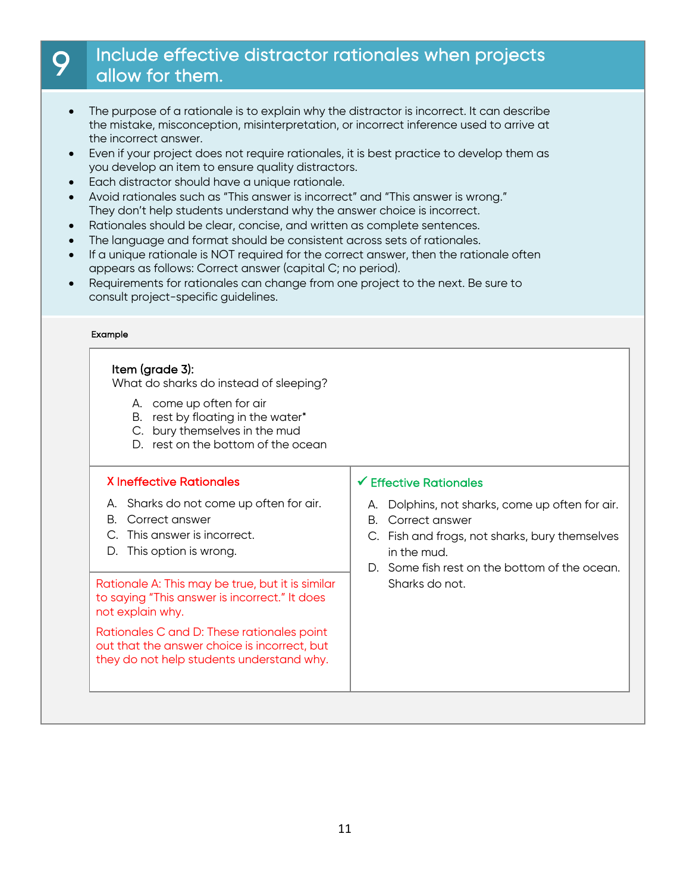## 9 Include effective distractor rationales when projects allow for them.

- The purpose of a rationale is to explain why the distractor is incorrect. It can describe the mistake, misconception, misinterpretation, or incorrect inference used to arrive at the incorrect answer.
- Even if your project does not require rationales, it is best practice to develop them as you develop an item to ensure quality distractors.
- Each distractor should have a unique rationale.
- Avoid rationales such as "This answer is incorrect" and "This answer is wrong." They don't help students understand why the answer choice is incorrect.
- Rationales should be clear, concise, and written as complete sentences.
- The language and format should be consistent across sets of rationales.
- If a unique rationale is NOT required for the correct answer, then the rationale often appears as follows: Correct answer (capital C; no period).
- Requirements for rationales can change from one project to the next. Be sure to consult project-specific guidelines.

**Example**

**Item (grade 3):**
What do sharks do instead of sleeping?

A. come up often for air
B. rest by floating in the water*
C. bury themselves in the mud
D. rest on the bottom of the ocean

**X Ineffective Rationales**

A. Sharks do not come up often for air.
B. Correct answer
C. This answer is incorrect.
D. This option is wrong.

Rationale A: This may be true, but it is similar to saying "This answer is incorrect." It does not explain why.

Rationales C and D: These rationales point out that the answer choice is incorrect, but they do not help students understand why.

**✓ Effective Rationales**

A. Dolphins, not sharks, come up often for air.
B. Correct answer
C. Fish and frogs, not sharks, bury themselves in the mud.
D. Some fish rest on the bottom of the ocean. Sharks do not.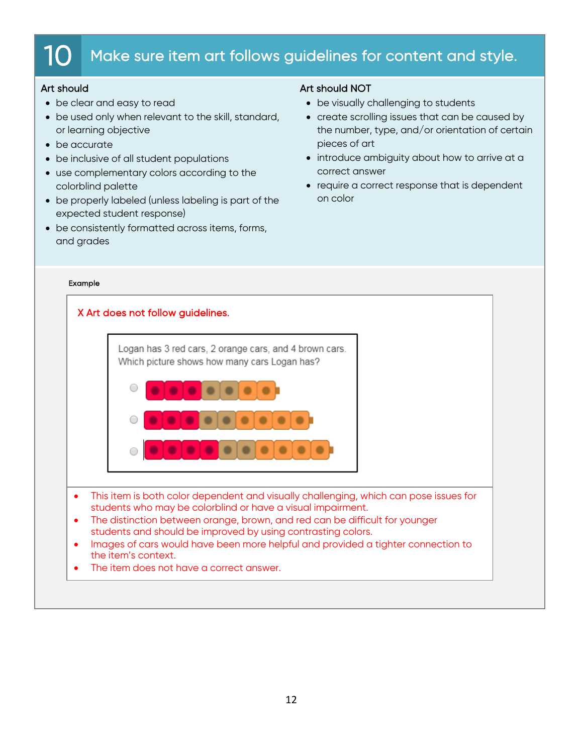# 10 Make sure item art follows guidelines for content and style.

**Art should**

- be clear and easy to read
- be used only when relevant to the skill, standard, or learning objective
- be accurate
- be inclusive of all student populations
- use complementary colors according to the colorblind palette
- be properly labeled (unless labeling is part of the expected student response)
- be consistently formatted across items, forms, and grades

**Art should NOT**

- be visually challenging to students
- create scrolling issues that can be caused by the number, type, and/or orientation of certain pieces of art
- introduce ambiguity about how to arrive at a correct answer
- require a correct response that is dependent on color

**Example**

X Art does not follow guidelines.

Logan has 3 red cars, 2 orange cars, and 4 brown cars. Which picture shows how many cars Logan has?

- ○
- ○
- ○

- This item is both color dependent and visually challenging, which can pose issues for students who may be colorblind or have a visual impairment.
- The distinction between orange, brown, and red can be difficult for younger students and should be improved by using contrasting colors.
- Images of cars would have been more helpful and provided a tighter connection to the item's context.
- The item does not have a correct answer.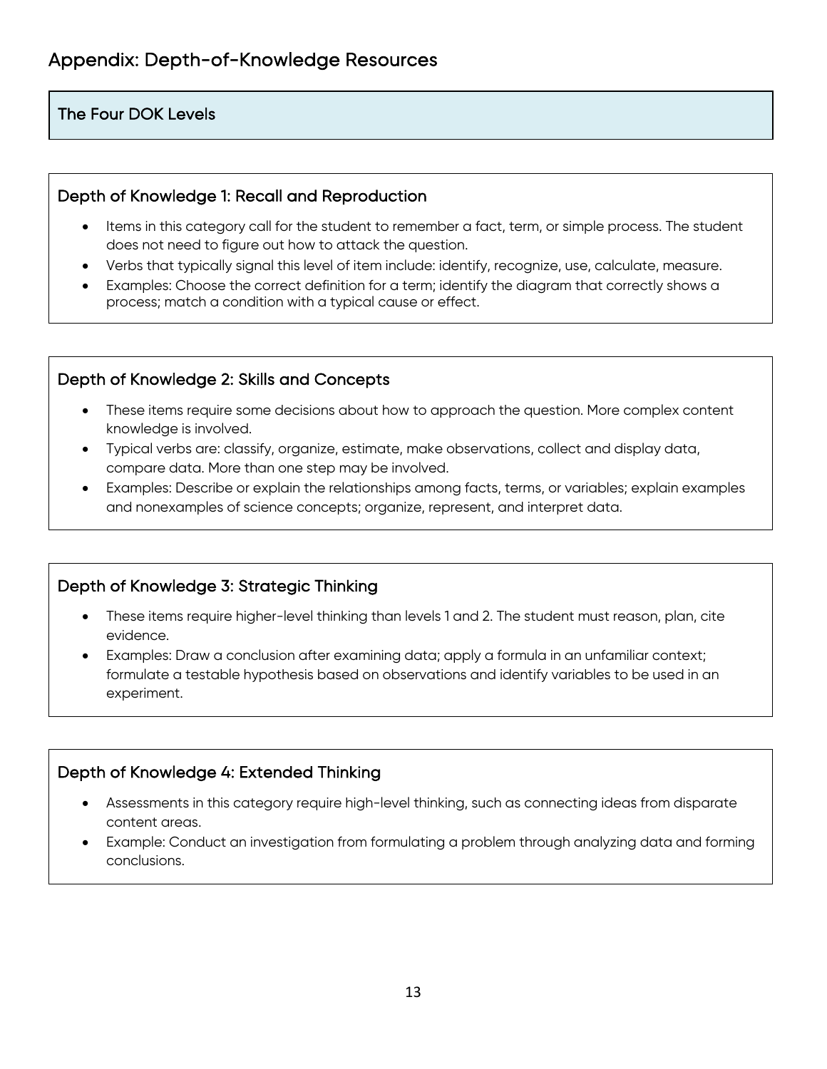# Appendix: Depth-of-Knowledge Resources

## The Four DOK Levels

### Depth of Knowledge 1: Recall and Reproduction

- Items in this category call for the student to remember a fact, term, or simple process. The student does not need to figure out how to attack the question.
- Verbs that typically signal this level of item include: identify, recognize, use, calculate, measure.
- Examples: Choose the correct definition for a term; identify the diagram that correctly shows a process; match a condition with a typical cause or effect.

### Depth of Knowledge 2: Skills and Concepts

- These items require some decisions about how to approach the question. More complex content knowledge is involved.
- Typical verbs are: classify, organize, estimate, make observations, collect and display data, compare data. More than one step may be involved.
- Examples: Describe or explain the relationships among facts, terms, or variables; explain examples and nonexamples of science concepts; organize, represent, and interpret data.

### Depth of Knowledge 3: Strategic Thinking

- These items require higher-level thinking than levels 1 and 2. The student must reason, plan, cite evidence.
- Examples: Draw a conclusion after examining data; apply a formula in an unfamiliar context; formulate a testable hypothesis based on observations and identify variables to be used in an experiment.

### Depth of Knowledge 4: Extended Thinking

- Assessments in this category require high-level thinking, such as connecting ideas from disparate content areas.
- Example: Conduct an investigation from formulating a problem through analyzing data and forming conclusions.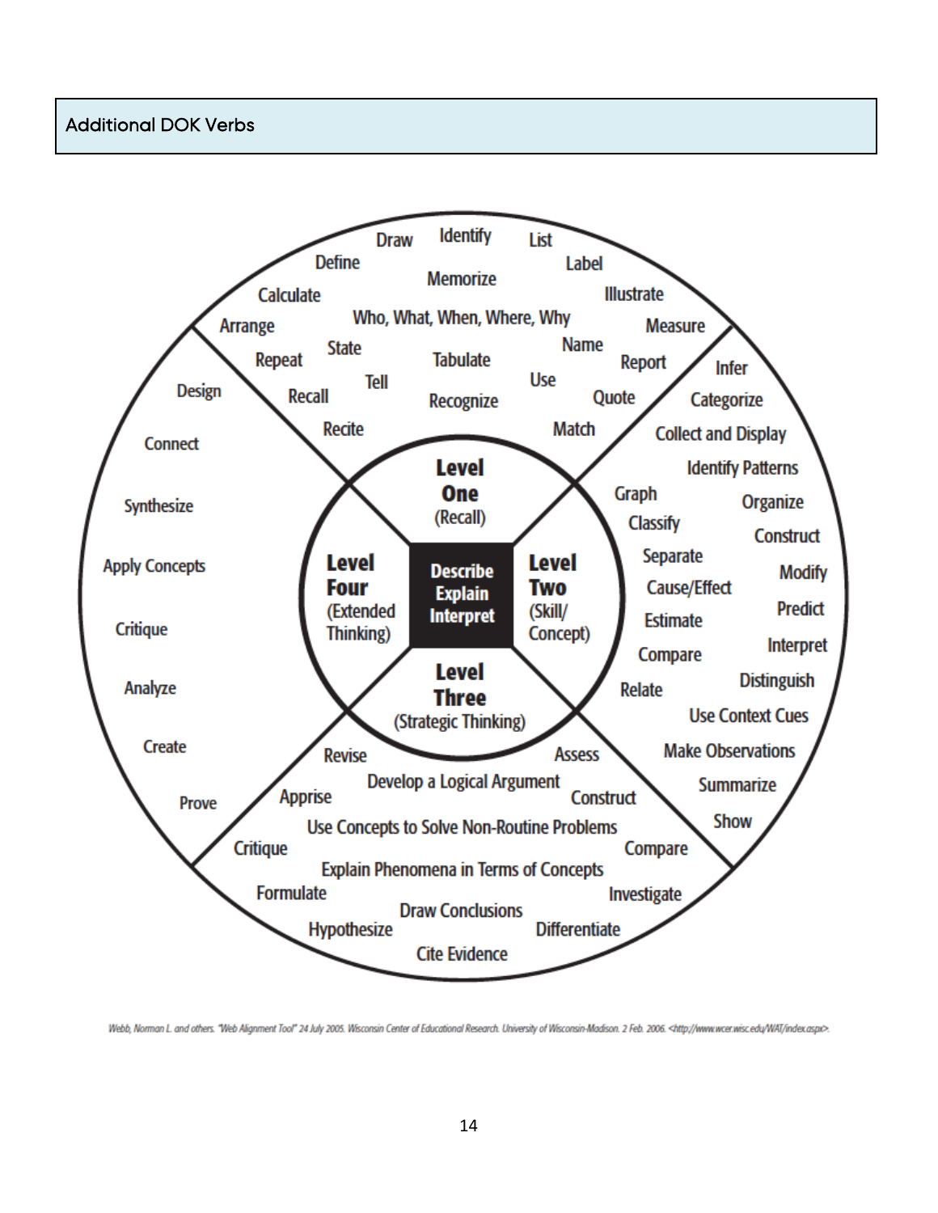## Additional DOK Verbs

**Level One (Recall)**

Draw, Identify, List, Define, Memorize, Label, Calculate, Illustrate, Who, What, When, Where, Why, Arrange, Measure, State, Name, Repeat, Tabulate, Report, Tell, Use, Recall, Recognize, Quote, Recite, Match

**Level Two (Skill/Concept)**

Infer, Categorize, Collect and Display, Identify Patterns, Graph, Organize, Classify, Construct, Separate, Modify, Cause/Effect, Predict, Estimate, Interpret, Compare, Distinguish, Relate, Use Context Cues, Make Observations, Summarize, Show

**Level Three (Strategic Thinking)**

Revise, Assess, Develop a Logical Argument, Apprise, Construct, Use Concepts to Solve Non-Routine Problems, Critique, Compare, Explain Phenomena in Terms of Concepts, Formulate, Investigate, Draw Conclusions, Hypothesize, Differentiate, Cite Evidence

**Level Four (Extended Thinking)**

Design, Connect, Synthesize, Apply Concepts, Critique, Analyze, Create, Prove

**Center:** Describe, Explain, Interpret

Webb, Norman L. and others. "Web Alignment Tool" 24 July 2005. Wisconsin Center of Educational Research. University of Wisconsin-Madison. 2 Feb. 2006. <http://www.wcer.wisc.edu/WAT/index.aspx>.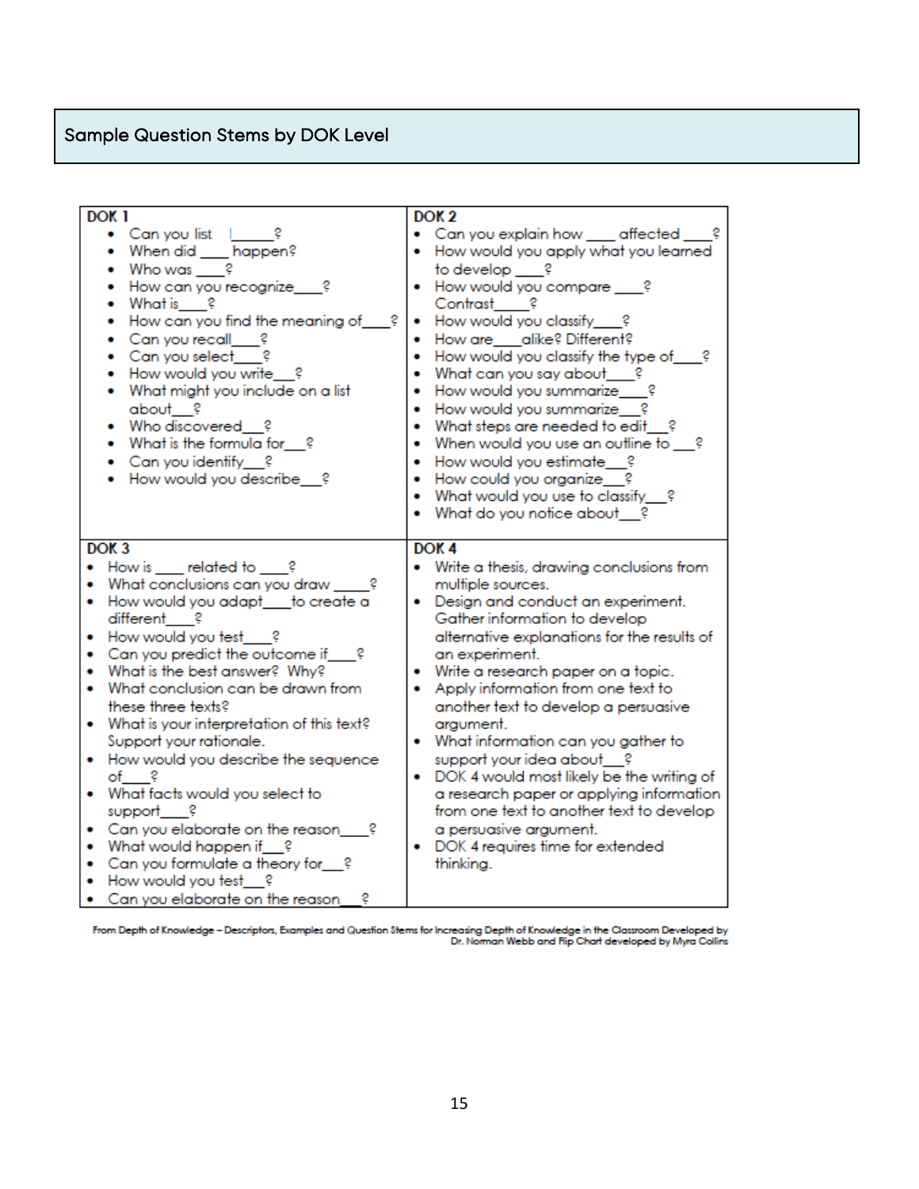## Sample Question Stems by DOK Level

| DOK 1 | DOK 2 |
|---|---|
| • Can you list l_____?<br>• When did ____ happen?<br>• Who was ____?<br>• How can you recognize____?<br>• What is____?<br>• How can you find the meaning of____?<br>• Can you recall____?<br>• Can you select____?<br>• How would you write___?<br>• What might you include on a list about___?<br>• Who discovered___?<br>• What is the formula for___?<br>• Can you identify___?<br>• How would you describe___? | • Can you explain how ____ affected ____?<br>• How would you apply what you learned to develop ____?<br>• How would you compare ____? Contrast____?<br>• How would you classify____?<br>• How are____alike? Different?<br>• How would you classify the type of____?<br>• What can you say about___?<br>• How would you summarize____?<br>• How would you summarize___?<br>• What steps are needed to edit___?<br>• When would you use an outline to ___?<br>• How would you estimate___?<br>• How could you organize___?<br>• What would you use to classify___?<br>• What do you notice about___? |
| **DOK 3** | **DOK 4** |
| • How is ____ related to ____?<br>• What conclusions can you draw ____?<br>• How would you adapt____to create a different____?<br>• How would you test____?<br>• Can you predict the outcome if____?<br>• What is the best answer? Why?<br>• What conclusion can be drawn from these three texts?<br>• What is your interpretation of this text? Support your rationale.<br>• How would you describe the sequence of____?<br>• What facts would you select to support____?<br>• Can you elaborate on the reason____?<br>• What would happen if___?<br>• Can you formulate a theory for___?<br>• How would you test___?<br>• Can you elaborate on the reason___? | • Write a thesis, drawing conclusions from multiple sources.<br>• Design and conduct an experiment. Gather information to develop alternative explanations for the results of an experiment.<br>• Write a research paper on a topic.<br>• Apply information from one text to another text to develop a persuasive argument.<br>• What information can you gather to support your idea about___?<br>• DOK 4 would most likely be the writing of a research paper or applying information from one text to another text to develop a persuasive argument.<br>• DOK 4 requires time for extended thinking. |

From Depth of Knowledge – Descriptors, Examples and Question Stems for Increasing Depth of Knowledge in the Classroom Developed by Dr. Norman Webb and Flip Chart developed by Myra Collins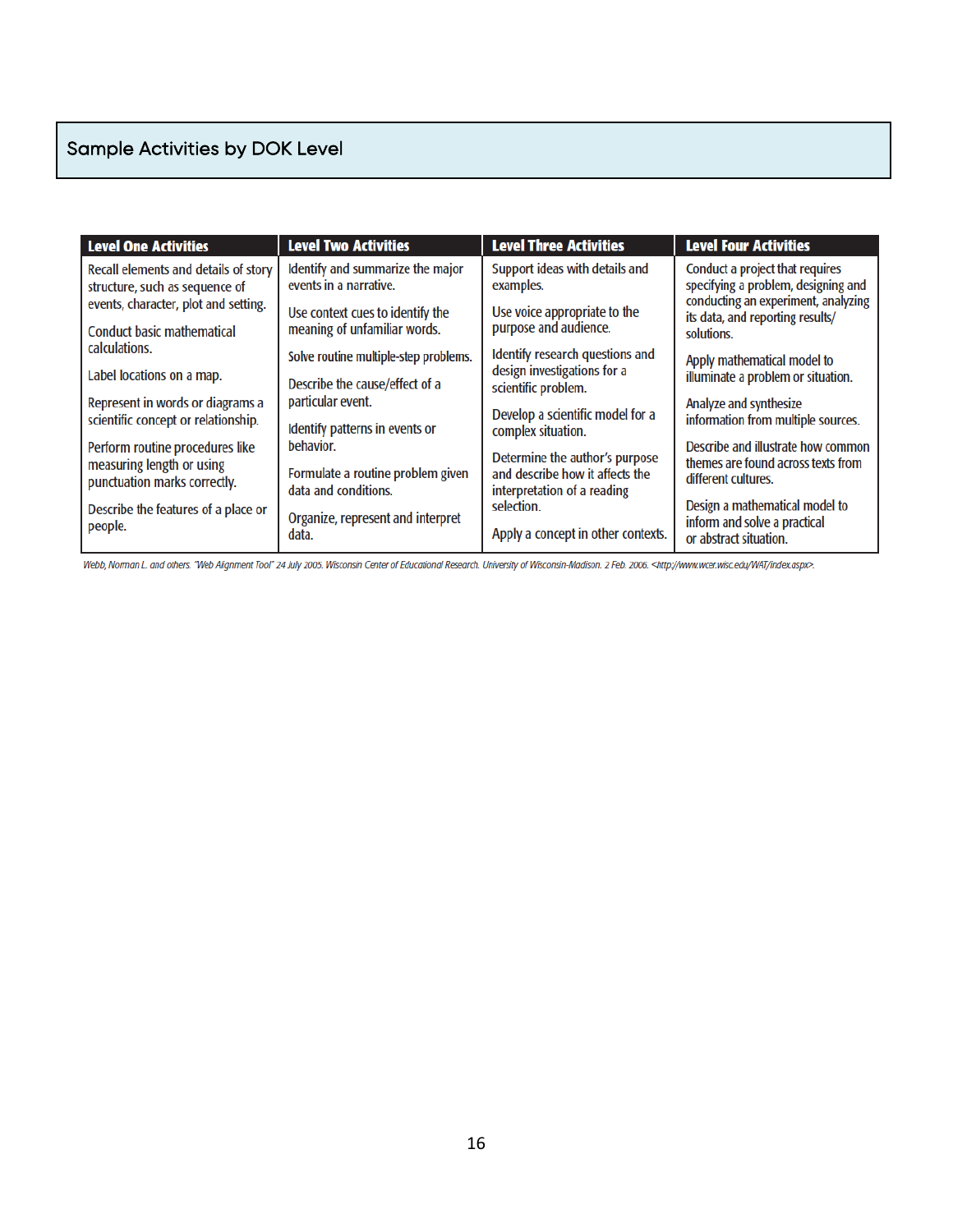## Sample Activities by DOK Level

| Level One Activities | Level Two Activities | Level Three Activities | Level Four Activities |
|---|---|---|---|
| Recall elements and details of story structure, such as sequence of events, character, plot and setting. | Identify and summarize the major events in a narrative. | Support ideas with details and examples. | Conduct a project that requires specifying a problem, designing and conducting an experiment, analyzing its data, and reporting results/ solutions. |
| Conduct basic mathematical calculations. | Use context cues to identify the meaning of unfamiliar words. | Use voice appropriate to the purpose and audience. | Apply mathematical model to illuminate a problem or situation. |
| Label locations on a map. | Solve routine multiple-step problems. | Identify research questions and design investigations for a scientific problem. | Analyze and synthesize information from multiple sources. |
| Represent in words or diagrams a scientific concept or relationship. | Describe the cause/effect of a particular event. | Develop a scientific model for a complex situation. | Describe and illustrate how common themes are found across texts from different cultures. |
| Perform routine procedures like measuring length or using punctuation marks correctly. | Identify patterns in events or behavior. | Determine the author's purpose and describe how it affects the interpretation of a reading selection. | Design a mathematical model to inform and solve a practical or abstract situation. |
| Describe the features of a place or people. | Formulate a routine problem given data and conditions. | Apply a concept in other contexts. | |
| | Organize, represent and interpret data. | | |

*Webb, Norman L. and others. "Web Alignment Tool" 24 July 2005. Wisconsin Center of Educational Research. University of Wisconsin-Madison. 2 Feb. 2006. <http://www.wcer.wisc.edu/WAT/index.aspx>.*